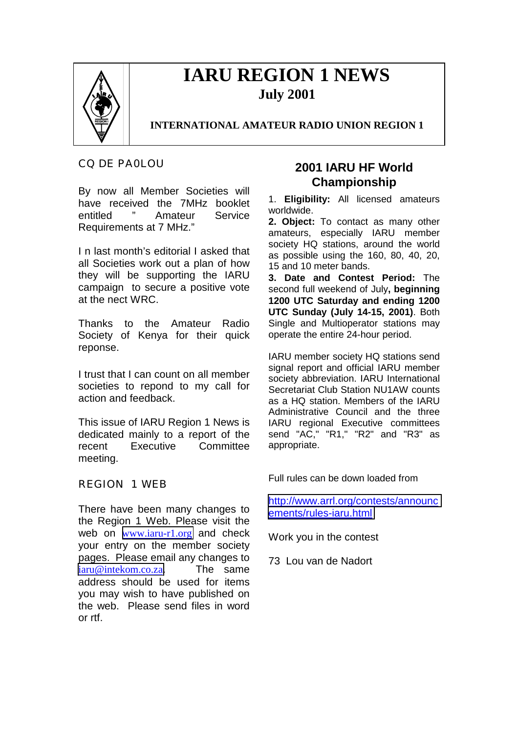# IARU REGION 1 NEWS

## July 2001

**INTERNATIONAL AMATEUR RADIO UNION REGION 1**

### CQ DE PA0LOU

By now all Member Societies will have received the 7MHz booklet entitled " Amateur Service Requirements at 7 MHz."

I n last month's editorial I asked that all Societies work out a plan of how they will be supporting the IARU campaign to secure a positive vote at the nect WRC.

Thanks to the Amateur Radio Society of Kenya for their quick reponse.

I trust that I can count on all member societies to repond to my call for action and feedback.

This issue of IARU Region 1 News is dedicated mainly to a report of the recent Executive Committee meeting.

### REGION 1 WEB

There have been many changes to the Region 1 Web. Please visit the web on www.iaru-r1.org and check your entry on the member society pages. Please email any changes to iaru@intekom.co.za. The same address should be used for items you may wish to have published on the web. Please send files in word or rtf.

## 2001 IARU HF World Championship

1. **Eligibility:** All licensed amateurs worldwide.

2. **Object:** To contact as many other amateurs, especially IARU member society HQ stations, around the world as possible using the 160, 80, 40, 20, 15 and 10 meter bands.

3. **Date and Contest Period:** The second full weekend of July**, beginning 1200 UTC Saturday and ending 1200 UTC Sunday (July 14-15, 2001)**. Both Single and Multioperator stations may operate the entire 24-hour period.

IARU member society HQ stations send signal report and official IARU member society abbreviation. IARU International Secretariat Club Station NU1AW counts as a HQ station. Members of the IARU Administrative Council and the three IARU regional Executive committees send "AC," "R1," "R2" and "R3" as appropriate.

Full rules can be down loaded from

http://www.arrl.org/contests/announcements/rules-iaru.html

Work you in the contest

73 Lou van de Nadort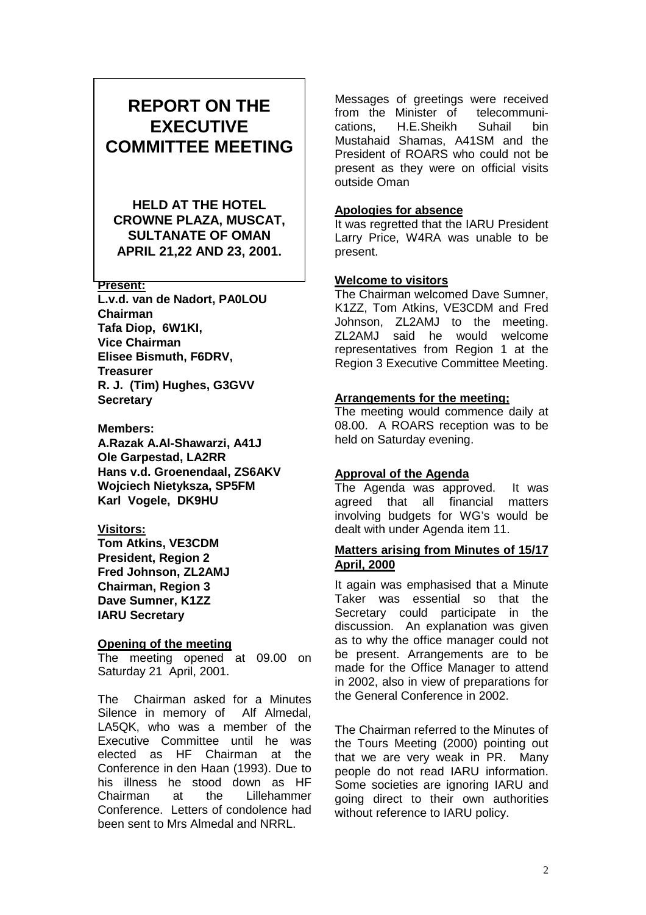# REPORT ON THE EXECUTIVE COMMITTEE MEETING

**HELD AT THE HOTEL CROWNE PLAZA, MUSCAT, SULTANATE OF OMAN APRIL 21,22 AND 23, 2001.**

**Present:**

**L.v.d. van de Nadort, PA0LOU**
**Chairman**
**Tafa Diop, 6W1KI,**
**Vice Chairman**
**Elisee Bismuth, F6DRV,**
**Treasurer**
**R. J. (Tim) Hughes, G3GVV**
**Secretary**

**Members:**

**A.Razak A.Al-Shawarzi, A41J**
**Ole Garpestad, LA2RR**
**Hans v.d. Groenendaal, ZS6AKV**
**Wojciech Nietyksza, SP5FM**
**Karl Vogele, DK9HU**

**Visitors:**

**Tom Atkins, VE3CDM**
**President, Region 2**
**Fred Johnson, ZL2AMJ**
**Chairman, Region 3**
**Dave Sumner, K1ZZ**
**IARU Secretary**

**Opening of the meeting**

The meeting opened at 09.00 on Saturday 21 April, 2001.

The Chairman asked for a Minutes Silence in memory of Alf Almedal, LA5QK, who was a member of the Executive Committee until he was elected as HF Chairman at the Conference in den Haan (1993). Due to his illness he stood down as HF Chairman at the Lillehammer Conference. Letters of condolence had been sent to Mrs Almedal and NRRL.

Messages of greetings were received from the Minister of telecommunications, H.E.Sheikh Suhail bin Mustahaid Shamas, A41SM and the President of ROARS who could not be present as they were on official visits outside Oman

**Apologies for absence**

It was regretted that the IARU President Larry Price, W4RA was unable to be present.

**Welcome to visitors**

The Chairman welcomed Dave Sumner, K1ZZ, Tom Atkins, VE3CDM and Fred Johnson, ZL2AMJ to the meeting. ZL2AMJ said he would welcome representatives from Region 1 at the Region 3 Executive Committee Meeting.

**Arrangements for the meeting;**

The meeting would commence daily at 08.00. A ROARS reception was to be held on Saturday evening.

**Approval of the Agenda**

The Agenda was approved. It was agreed that all financial matters involving budgets for WG's would be dealt with under Agenda item 11.

**Matters arising from Minutes of 15/17 April, 2000**

It again was emphasised that a Minute Taker was essential so that the Secretary could participate in the discussion. An explanation was given as to why the office manager could not be present. Arrangements are to be made for the Office Manager to attend in 2002, also in view of preparations for the General Conference in 2002.

The Chairman referred to the Minutes of the Tours Meeting (2000) pointing out that we are very weak in PR. Many people do not read IARU information. Some societies are ignoring IARU and going direct to their own authorities without reference to IARU policy.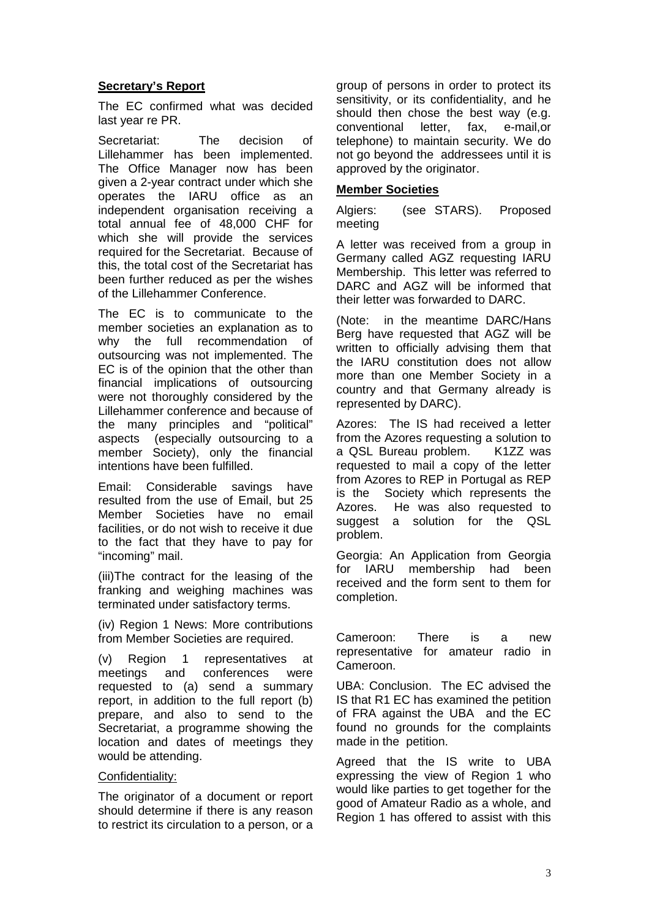**Secretary's Report**

The EC confirmed what was decided last year re PR.

Secretariat: The decision of Lillehammer has been implemented. The Office Manager now has been given a 2-year contract under which she operates the IARU office as an independent organisation receiving a total annual fee of 48,000 CHF for which she will provide the services required for the Secretariat. Because of this, the total cost of the Secretariat has been further reduced as per the wishes of the Lillehammer Conference.

The EC is to communicate to the member societies an explanation as to why the full recommendation of outsourcing was not implemented. The EC is of the opinion that the other than financial implications of outsourcing were not thoroughly considered by the Lillehammer conference and because of the many principles and "political" aspects (especially outsourcing to a member Society), only the financial intentions have been fulfilled.

Email: Considerable savings have resulted from the use of Email, but 25 Member Societies have no email facilities, or do not wish to receive it due to the fact that they have to pay for "incoming" mail.

(iii)The contract for the leasing of the franking and weighing machines was terminated under satisfactory terms.

(iv) Region 1 News: More contributions from Member Societies are required.

(v) Region 1 representatives at meetings and conferences were requested to (a) send a summary report, in addition to the full report (b) prepare, and also to send to the Secretariat, a programme showing the location and dates of meetings they would be attending.

Confidentiality:

The originator of a document or report should determine if there is any reason to restrict its circulation to a person, or a group of persons in order to protect its sensitivity, or its confidentiality, and he should then chose the best way (e.g. conventional letter, fax, e-mail,or telephone) to maintain security. We do not go beyond the addressees until it is approved by the originator.

**Member Societies**

Algiers: (see STARS). Proposed meeting

A letter was received from a group in Germany called AGZ requesting IARU Membership. This letter was referred to DARC and AGZ will be informed that their letter was forwarded to DARC.

(Note: in the meantime DARC/Hans Berg have requested that AGZ will be written to officially advising them that the IARU constitution does not allow more than one Member Society in a country and that Germany already is represented by DARC).

Azores: The IS had received a letter from the Azores requesting a solution to a QSL Bureau problem. K1ZZ was requested to mail a copy of the letter from Azores to REP in Portugal as REP is the Society which represents the Azores. He was also requested to suggest a solution for the QSL problem.

Georgia: An Application from Georgia for IARU membership had been received and the form sent to them for completion.

Cameroon: There is a new representative for amateur radio in Cameroon.

UBA: Conclusion. The EC advised the IS that R1 EC has examined the petition of FRA against the UBA and the EC found no grounds for the complaints made in the petition.

Agreed that the IS write to UBA expressing the view of Region 1 who would like parties to get together for the good of Amateur Radio as a whole, and Region 1 has offered to assist with this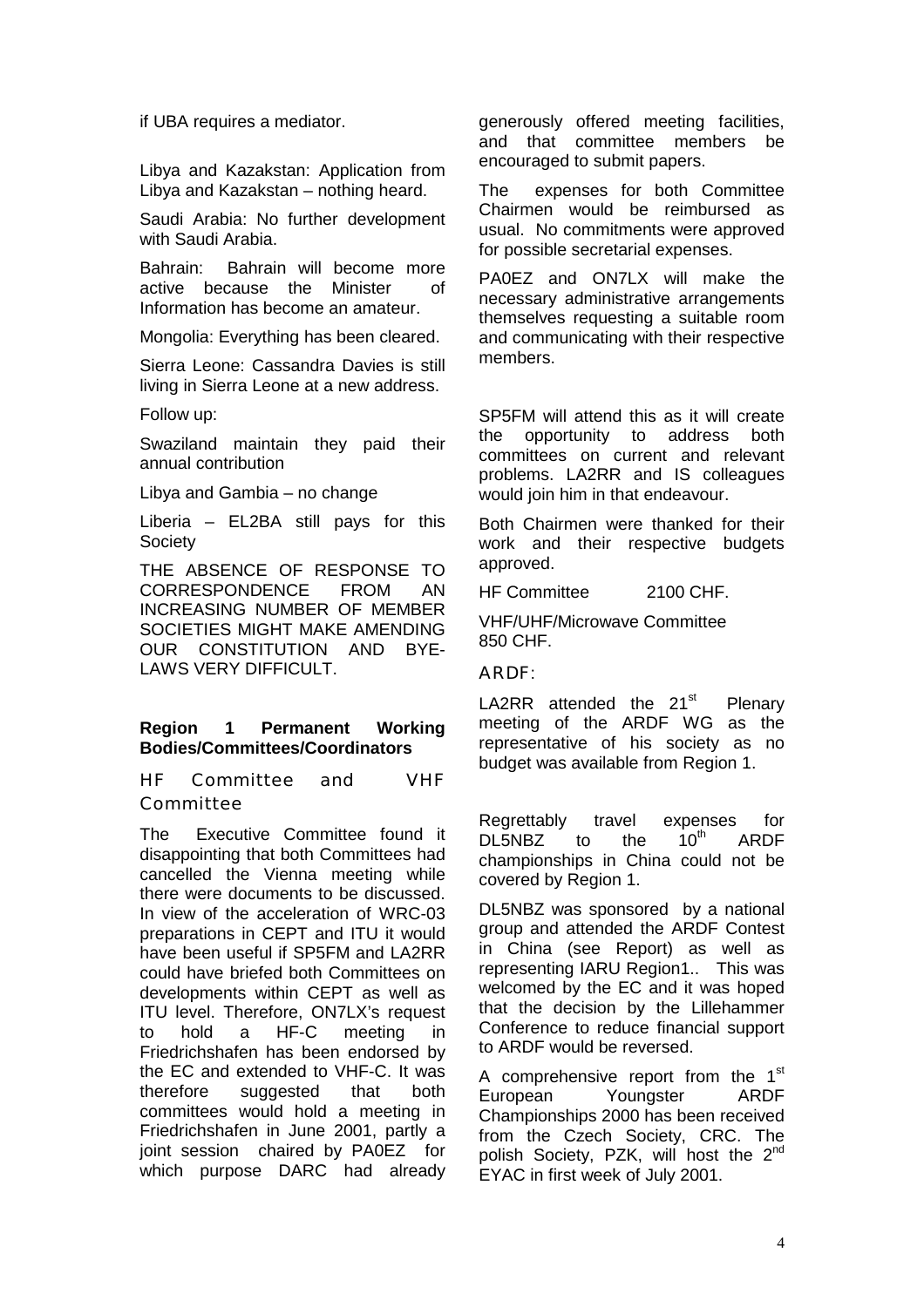if UBA requires a mediator.

Libya and Kazakstan: Application from Libya and Kazakstan – nothing heard.

Saudi Arabia: No further development with Saudi Arabia.

Bahrain: Bahrain will become more active because the Minister of Information has become an amateur.

Mongolia: Everything has been cleared.

Sierra Leone: Cassandra Davies is still living in Sierra Leone at a new address.

Follow up:

Swaziland maintain they paid their annual contribution

Libya and Gambia – no change

Liberia – EL2BA still pays for this Society

THE ABSENCE OF RESPONSE TO CORRESPONDENCE FROM AN INCREASING NUMBER OF MEMBER SOCIETIES MIGHT MAKE AMENDING OUR CONSTITUTION AND BYE-LAWS VERY DIFFICULT.

**Region 1 Permanent Working Bodies/Committees/Coordinators**

### HF Committee and VHF Committee

The Executive Committee found it disappointing that both Committees had cancelled the Vienna meeting while there were documents to be discussed. In view of the acceleration of WRC-03 preparations in CEPT and ITU it would have been useful if SP5FM and LA2RR could have briefed both Committees on developments within CEPT as well as ITU level. Therefore, ON7LX's request to hold a HF-C meeting in Friedrichshafen has been endorsed by the EC and extended to VHF-C. It was therefore suggested that both committees would hold a meeting in Friedrichshafen in June 2001, partly a joint session chaired by PA0EZ for which purpose DARC had already generously offered meeting facilities, and that committee members be encouraged to submit papers.

The expenses for both Committee Chairmen would be reimbursed as usual. No commitments were approved for possible secretarial expenses.

PA0EZ and ON7LX will make the necessary administrative arrangements themselves requesting a suitable room and communicating with their respective members.

SP5FM will attend this as it will create the opportunity to address both committees on current and relevant problems. LA2RR and IS colleagues would join him in that endeavour.

Both Chairmen were thanked for their work and their respective budgets approved.

HF Committee 2100 CHF.

VHF/UHF/Microwave Committee 850 CHF.

### ARDF:

LA2RR attended the 21st Plenary meeting of the ARDF WG as the representative of his society as no budget was available from Region 1.

Regrettably travel expenses for DL5NBZ to the 10th ARDF championships in China could not be covered by Region 1.

DL5NBZ was sponsored by a national group and attended the ARDF Contest in China (see Report) as well as representing IARU Region1.. This was welcomed by the EC and it was hoped that the decision by the Lillehammer Conference to reduce financial support to ARDF would be reversed.

A comprehensive report from the 1st European Youngster ARDF Championships 2000 has been received from the Czech Society, CRC. The polish Society, PZK, will host the 2nd EYAC in first week of July 2001.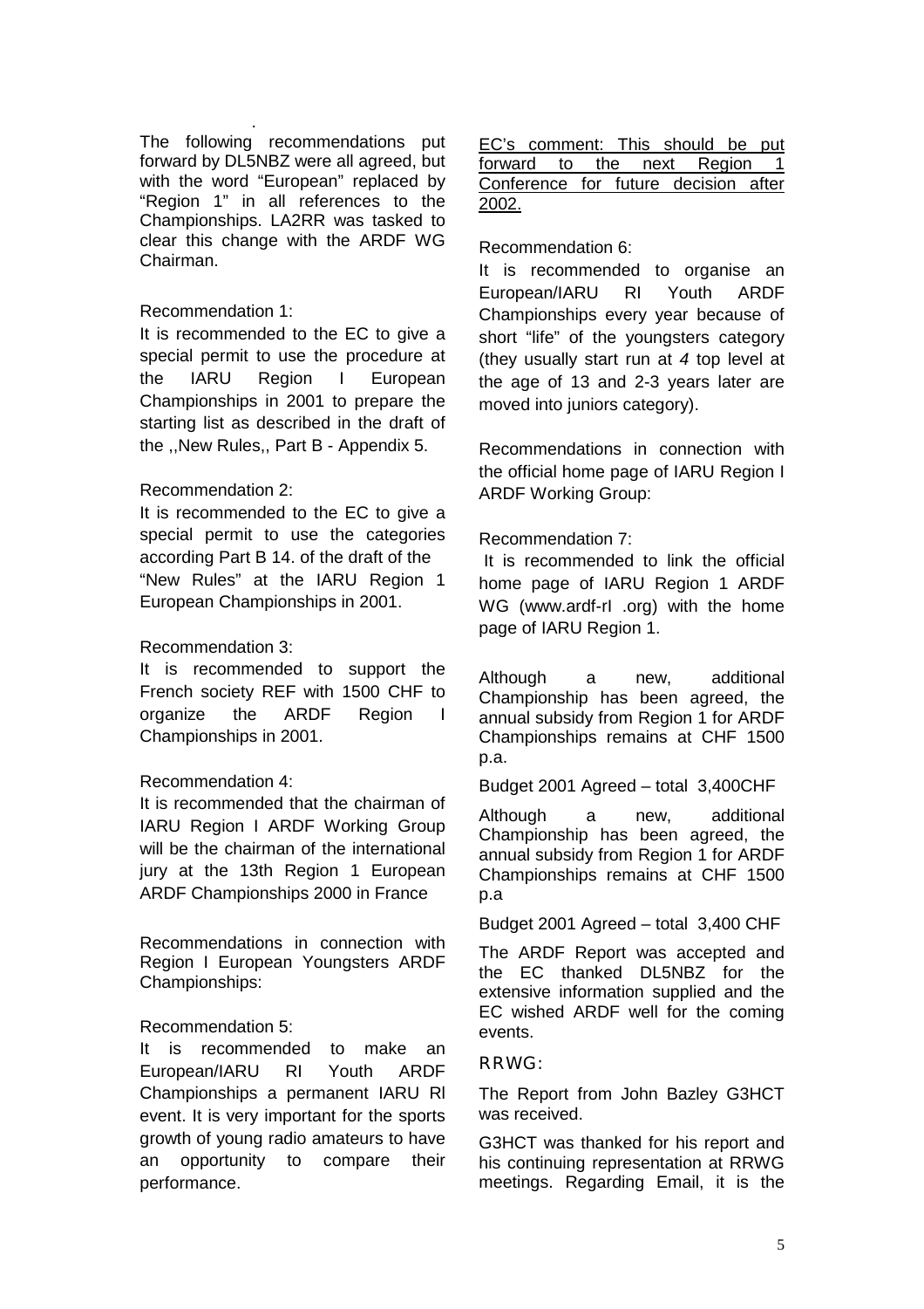The following recommendations put forward by DL5NBZ were all agreed, but with the word "European" replaced by "Region 1" in all references to the Championships. LA2RR was tasked to clear this change with the ARDF WG Chairman.

Recommendation 1:

It is recommended to the EC to give a special permit to use the procedure at the IARU Region I European Championships in 2001 to prepare the starting list as described in the draft of the ,,New Rules,, Part B - Appendix 5.

Recommendation 2:

It is recommended to the EC to give a special permit to use the categories according Part B 14. of the draft of the "New Rules" at the IARU Region 1 European Championships in 2001.

Recommendation 3:

It is recommended to support the French society REF with 1500 CHF to organize the ARDF Region I Championships in 2001.

Recommendation 4:

It is recommended that the chairman of IARU Region I ARDF Working Group will be the chairman of the international jury at the 13th Region 1 European ARDF Championships 2000 in France

Recommendations in connection with Region I European Youngsters ARDF Championships:

Recommendation 5:

It is recommended to make an European/IARU RI Youth ARDF Championships a permanent IARU Rl event. It is very important for the sports growth of young radio amateurs to have an opportunity to compare their performance.

<u>EC's comment: This should be put forward to the next Region 1 Conference for future decision after 2002.</u>

Recommendation 6:

It is recommended to organise an European/IARU RI Youth ARDF Championships every year because of short "life" of the youngsters category (they usually start run at *4* top level at the age of 13 and 2-3 years later are moved into juniors category).

Recommendations in connection with the official home page of IARU Region I ARDF Working Group:

Recommendation 7:

It is recommended to link the official home page of IARU Region 1 ARDF WG (www.ardf-rI .org) with the home page of IARU Region 1.

Although a new, additional Championship has been agreed, the annual subsidy from Region 1 for ARDF Championships remains at CHF 1500 p.a.

Budget 2001 Agreed – total 3,400CHF

Although a new, additional Championship has been agreed, the annual subsidy from Region 1 for ARDF Championships remains at CHF 1500 p.a

Budget 2001 Agreed – total 3,400 CHF

The ARDF Report was accepted and the EC thanked DL5NBZ for the extensive information supplied and the EC wished ARDF well for the coming events.

RRWG:

The Report from John Bazley G3HCT was received.

G3HCT was thanked for his report and his continuing representation at RRWG meetings. Regarding Email, it is the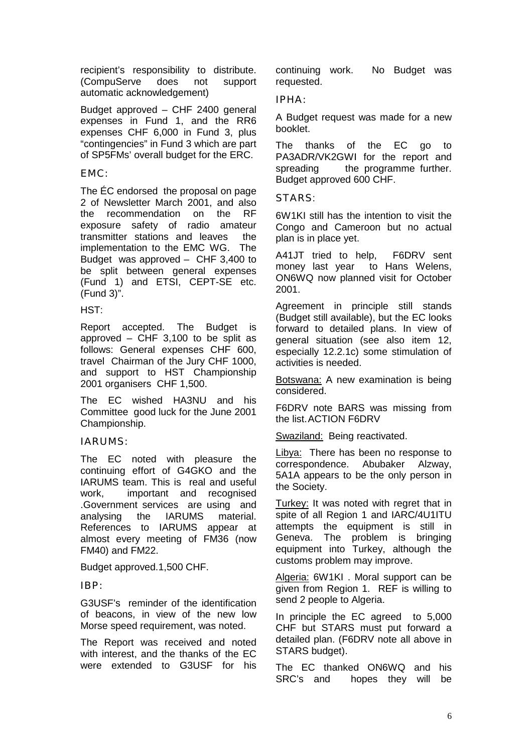recipient's responsibility to distribute. (CompuServe does not support automatic acknowledgement)

Budget approved – CHF 2400 general expenses in Fund 1, and the RR6 expenses CHF 6,000 in Fund 3, plus "contingencies" in Fund 3 which are part of SP5FMs' overall budget for the ERC.

### EMC:

The ÉC endorsed the proposal on page 2 of Newsletter March 2001, and also the recommendation on the RF exposure safety of radio amateur transmitter stations and leaves the implementation to the EMC WG. The Budget was approved – CHF 3,400 to be split between general expenses (Fund 1) and ETSI, CEPT-SE etc. (Fund 3)".

### HST:

Report accepted. The Budget is approved – CHF 3,100 to be split as follows: General expenses CHF 600, travel Chairman of the Jury CHF 1000, and support to HST Championship 2001 organisers CHF 1,500.

The EC wished HA3NU and his Committee good luck for the June 2001 Championship.

### IARUMS:

The EC noted with pleasure the continuing effort of G4GKO and the IARUMS team. This is real and useful work, important and recognised .Government services are using and analysing the IARUMS material. References to IARUMS appear at almost every meeting of FM36 (now FM40) and FM22.

Budget approved.1,500 CHF.

### IBP:

G3USF's reminder of the identification of beacons, in view of the new low Morse speed requirement, was noted.

The Report was received and noted with interest, and the thanks of the EC were extended to G3USF for his continuing work. No Budget was requested.

### IPHA:

A Budget request was made for a new booklet.

The thanks of the EC go to PA3ADR/VK2GWI for the report and spreading the programme further. Budget approved 600 CHF.

### STARS:

6W1KI still has the intention to visit the Congo and Cameroon but no actual plan is in place yet.

A41JT tried to help, F6DRV sent money last year to Hans Welens, ON6WQ now planned visit for October 2001.

Agreement in principle still stands (Budget still available), but the EC looks forward to detailed plans. In view of general situation (see also item 12, especially 12.2.1c) some stimulation of activities is needed.

Botswana: A new examination is being considered.

F6DRV note BARS was missing from the list. ACTION F6DRV

Swaziland: Being reactivated.

Libya: There has been no response to correspondence. Abubaker Alzway, 5A1A appears to be the only person in the Society.

Turkey: It was noted with regret that in spite of all Region 1 and IARC/4U1ITU attempts the equipment is still in Geneva. The problem is bringing equipment into Turkey, although the customs problem may improve.

Algeria: 6W1KI . Moral support can be given from Region 1. REF is willing to send 2 people to Algeria.

In principle the EC agreed to 5,000 CHF but STARS must put forward a detailed plan. (F6DRV note all above in STARS budget).

The EC thanked ON6WQ and his SRC's and hopes they will be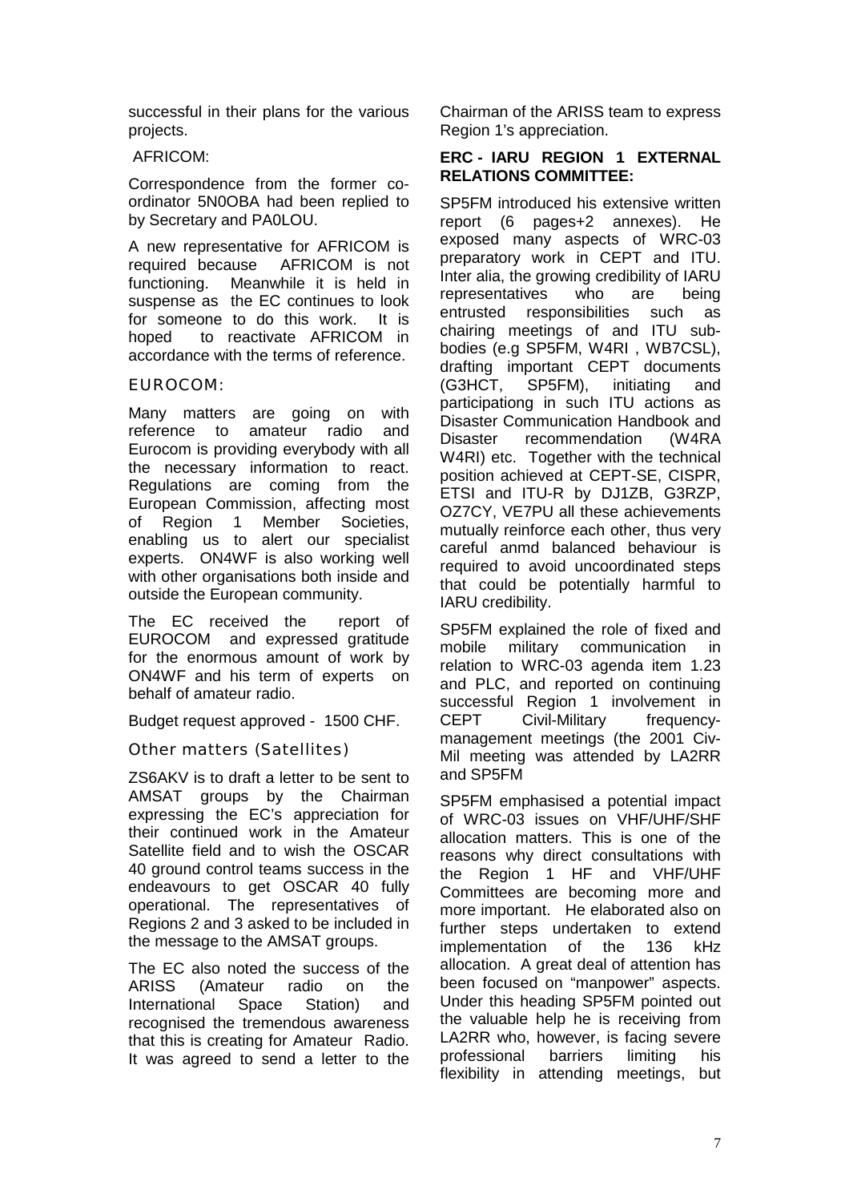successful in their plans for the various projects.

AFRICOM:

Correspondence from the former co-ordinator 5N0OBA had been replied to by Secretary and PA0LOU.

A new representative for AFRICOM is required because AFRICOM is not functioning. Meanwhile it is held in suspense as the EC continues to look for someone to do this work. It is hoped to reactivate AFRICOM in accordance with the terms of reference.

EUROCOM:

Many matters are going on with reference to amateur radio and Eurocom is providing everybody with all the necessary information to react. Regulations are coming from the European Commission, affecting most of Region 1 Member Societies, enabling us to alert our specialist experts. ON4WF is also working well with other organisations both inside and outside the European community.

The EC received the report of EUROCOM and expressed gratitude for the enormous amount of work by ON4WF and his term of experts on behalf of amateur radio.

Budget request approved - 1500 CHF.

Other matters (Satellites)

ZS6AKV is to draft a letter to be sent to AMSAT groups by the Chairman expressing the EC's appreciation for their continued work in the Amateur Satellite field and to wish the OSCAR 40 ground control teams success in the endeavours to get OSCAR 40 fully operational. The representatives of Regions 2 and 3 asked to be included in the message to the AMSAT groups.

The EC also noted the success of the ARISS (Amateur radio on the International Space Station) and recognised the tremendous awareness that this is creating for Amateur Radio. It was agreed to send a letter to the Chairman of the ARISS team to express Region 1's appreciation.

**ERC - IARU REGION 1 EXTERNAL RELATIONS COMMITTEE:**

SP5FM introduced his extensive written report (6 pages+2 annexes). He exposed many aspects of WRC-03 preparatory work in CEPT and ITU. Inter alia, the growing credibility of IARU representatives who are being entrusted responsibilities such as chairing meetings of and ITU sub-bodies (e.g SP5FM, W4RI , WB7CSL), drafting important CEPT documents (G3HCT, SP5FM), initiating and participationg in such ITU actions as Disaster Communication Handbook and Disaster recommendation (W4RA W4RI) etc. Together with the technical position achieved at CEPT-SE, CISPR, ETSI and ITU-R by DJ1ZB, G3RZP, OZ7CY, VE7PU all these achievements mutually reinforce each other, thus very careful anmd balanced behaviour is required to avoid uncoordinated steps that could be potentially harmful to IARU credibility.

SP5FM explained the role of fixed and mobile military communication in relation to WRC-03 agenda item 1.23 and PLC, and reported on continuing successful Region 1 involvement in CEPT Civil-Military frequency-management meetings (the 2001 Civ-Mil meeting was attended by LA2RR and SP5FM

SP5FM emphasised a potential impact of WRC-03 issues on VHF/UHF/SHF allocation matters. This is one of the reasons why direct consultations with the Region 1 HF and VHF/UHF Committees are becoming more and more important. He elaborated also on further steps undertaken to extend implementation of the 136 kHz allocation. A great deal of attention has been focused on "manpower" aspects. Under this heading SP5FM pointed out the valuable help he is receiving from LA2RR who, however, is facing severe professional barriers limiting his flexibility in attending meetings, but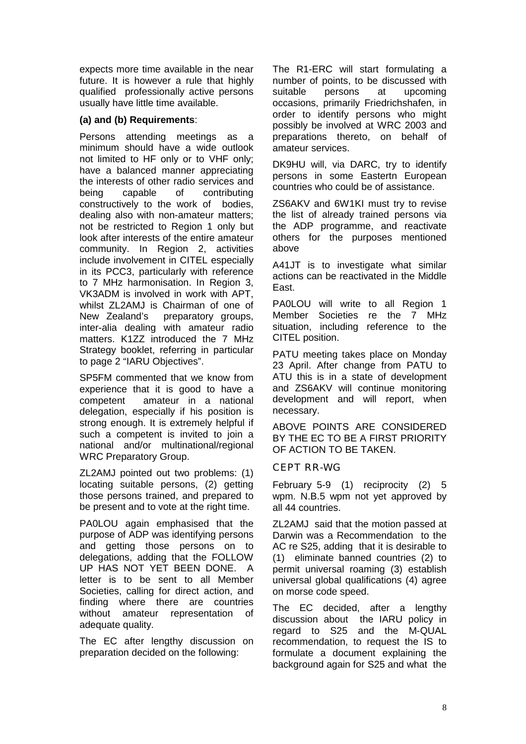expects more time available in the near future. It is however a rule that highly qualified professionally active persons usually have little time available.

**(a) and (b) Requirements**:

Persons attending meetings as a minimum should have a wide outlook not limited to HF only or to VHF only; have a balanced manner appreciating the interests of other radio services and being capable of contributing constructively to the work of bodies, dealing also with non-amateur matters; not be restricted to Region 1 only but look after interests of the entire amateur community. In Region 2, activities include involvement in CITEL especially in its PCC3, particularly with reference to 7 MHz harmonisation. In Region 3, VK3ADM is involved in work with APT, whilst ZL2AMJ is Chairman of one of New Zealand's preparatory groups, inter-alia dealing with amateur radio matters. K1ZZ introduced the 7 MHz Strategy booklet, referring in particular to page 2 "IARU Objectives".

SP5FM commented that we know from experience that it is good to have a competent amateur in a national delegation, especially if his position is strong enough. It is extremely helpful if such a competent is invited to join a national and/or multinational/regional WRC Preparatory Group.

ZL2AMJ pointed out two problems: (1) locating suitable persons, (2) getting those persons trained, and prepared to be present and to vote at the right time.

PA0LOU again emphasised that the purpose of ADP was identifying persons and getting those persons on to delegations, adding that the FOLLOW UP HAS NOT YET BEEN DONE. A letter is to be sent to all Member Societies, calling for direct action, and finding where there are countries without amateur representation of adequate quality.

The EC after lengthy discussion on preparation decided on the following:

The R1-ERC will start formulating a number of points, to be discussed with suitable persons at upcoming occasions, primarily Friedrichshafen, in order to identify persons who might possibly be involved at WRC 2003 and preparations thereto, on behalf of amateur services.

DK9HU will, via DARC, try to identify persons in some Eastertn European countries who could be of assistance.

ZS6AKV and 6W1KI must try to revise the list of already trained persons via the ADP programme, and reactivate others for the purposes mentioned above

A41JT is to investigate what similar actions can be reactivated in the Middle East.

PA0LOU will write to all Region 1 Member Societies re the 7 MHz situation, including reference to the CITEL position.

PATU meeting takes place on Monday 23 April. After change from PATU to ATU this is in a state of development and ZS6AKV will continue monitoring development and will report, when necessary.

ABOVE POINTS ARE CONSIDERED BY THE EC TO BE A FIRST PRIORITY OF ACTION TO BE TAKEN.

### CEPT RR-WG

February 5-9 (1) reciprocity (2) 5 wpm. N.B.5 wpm not yet approved by all 44 countries.

ZL2AMJ said that the motion passed at Darwin was a Recommendation to the AC re S25, adding that it is desirable to (1) eliminate banned countries (2) to permit universal roaming (3) establish universal global qualifications (4) agree on morse code speed.

The EC decided, after a lengthy discussion about the IARU policy in regard to S25 and the M-QUAL recommendation, to request the IS to formulate a document explaining the background again for S25 and what the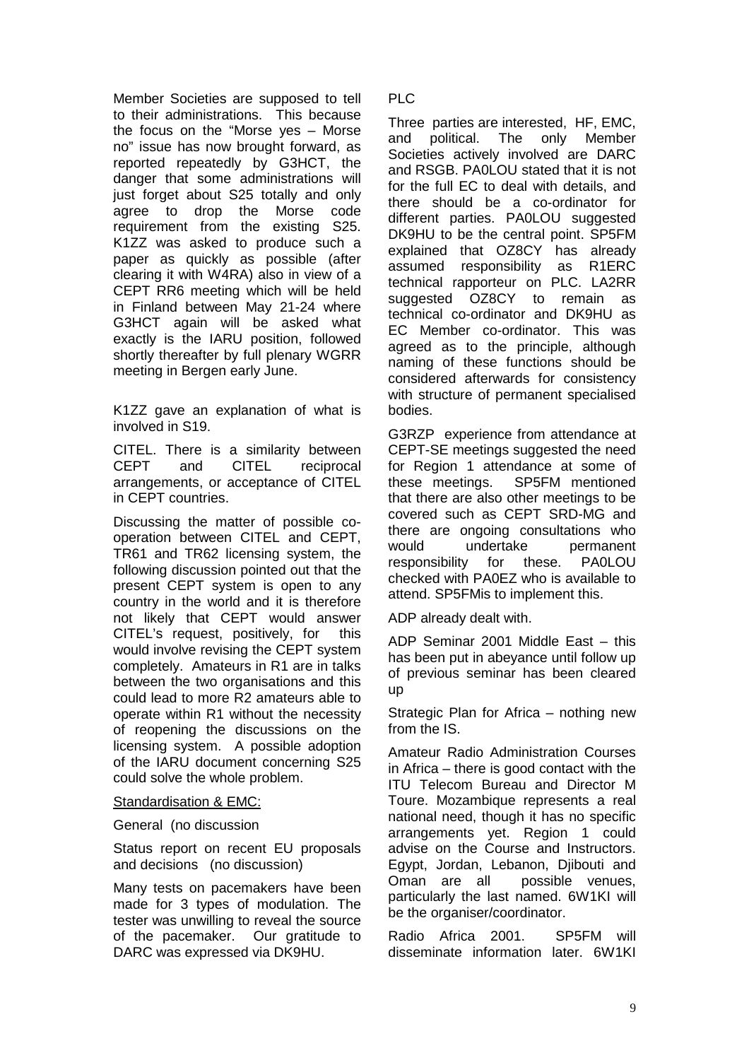Member Societies are supposed to tell to their administrations. This because the focus on the "Morse yes – Morse no" issue has now brought forward, as reported repeatedly by G3HCT, the danger that some administrations will just forget about S25 totally and only agree to drop the Morse code requirement from the existing S25. K1ZZ was asked to produce such a paper as quickly as possible (after clearing it with W4RA) also in view of a CEPT RR6 meeting which will be held in Finland between May 21-24 where G3HCT again will be asked what exactly is the IARU position, followed shortly thereafter by full plenary WGRR meeting in Bergen early June.

K1ZZ gave an explanation of what is involved in S19.

CITEL. There is a similarity between CEPT and CITEL reciprocal arrangements, or acceptance of CITEL in CEPT countries.

Discussing the matter of possible co-operation between CITEL and CEPT, TR61 and TR62 licensing system, the following discussion pointed out that the present CEPT system is open to any country in the world and it is therefore not likely that CEPT would answer CITEL's request, positively, for this would involve revising the CEPT system completely. Amateurs in R1 are in talks between the two organisations and this could lead to more R2 amateurs able to operate within R1 without the necessity of reopening the discussions on the licensing system. A possible adoption of the IARU document concerning S25 could solve the whole problem.

Standardisation & EMC:

General (no discussion

Status report on recent EU proposals and decisions (no discussion)

Many tests on pacemakers have been made for 3 types of modulation. The tester was unwilling to reveal the source of the pacemaker. Our gratitude to DARC was expressed via DK9HU.

PLC

Three parties are interested, HF, EMC, and political. The only Member Societies actively involved are DARC and RSGB. PA0LOU stated that it is not for the full EC to deal with details, and there should be a co-ordinator for different parties. PA0LOU suggested DK9HU to be the central point. SP5FM explained that OZ8CY has already assumed responsibility as R1ERC technical rapporteur on PLC. LA2RR suggested OZ8CY to remain as technical co-ordinator and DK9HU as EC Member co-ordinator. This was agreed as to the principle, although naming of these functions should be considered afterwards for consistency with structure of permanent specialised bodies.

G3RZP experience from attendance at CEPT-SE meetings suggested the need for Region 1 attendance at some of these meetings. SP5FM mentioned that there are also other meetings to be covered such as CEPT SRD-MG and there are ongoing consultations who would undertake permanent responsibility for these. PA0LOU checked with PA0EZ who is available to attend. SP5FMis to implement this.

ADP already dealt with.

ADP Seminar 2001 Middle East – this has been put in abeyance until follow up of previous seminar has been cleared up

Strategic Plan for Africa – nothing new from the IS.

Amateur Radio Administration Courses in Africa – there is good contact with the ITU Telecom Bureau and Director M Toure. Mozambique represents a real national need, though it has no specific arrangements yet. Region 1 could advise on the Course and Instructors. Egypt, Jordan, Lebanon, Djibouti and Oman are all possible venues, particularly the last named. 6W1KI will be the organiser/coordinator.

Radio Africa 2001. SP5FM will disseminate information later. 6W1KI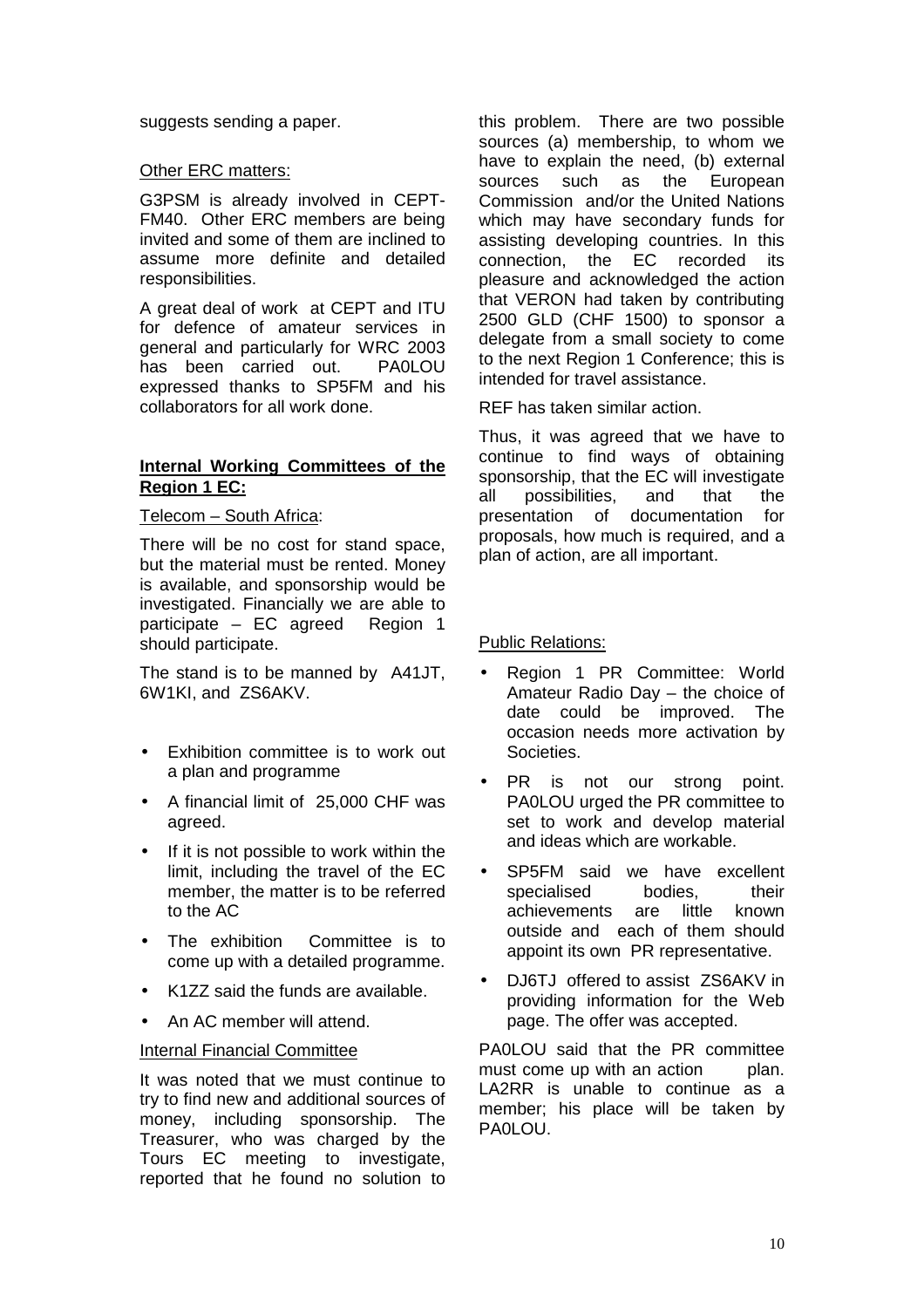suggests sending a paper.

Other ERC matters:

G3PSM is already involved in CEPT-FM40. Other ERC members are being invited and some of them are inclined to assume more definite and detailed responsibilities.

A great deal of work at CEPT and ITU for defence of amateur services in general and particularly for WRC 2003 has been carried out. PA0LOU expressed thanks to SP5FM and his collaborators for all work done.

**Internal Working Committees of the Region 1 EC:**

Telecom – South Africa:

There will be no cost for stand space, but the material must be rented. Money is available, and sponsorship would be investigated. Financially we are able to participate – EC agreed Region 1 should participate.

The stand is to be manned by A41JT, 6W1KI, and ZS6AKV.

- Exhibition committee is to work out a plan and programme
- A financial limit of 25,000 CHF was agreed.
- If it is not possible to work within the limit, including the travel of the EC member, the matter is to be referred to the AC
- The exhibition Committee is to come up with a detailed programme.
- K1ZZ said the funds are available.
- An AC member will attend.

Internal Financial Committee

It was noted that we must continue to try to find new and additional sources of money, including sponsorship. The Treasurer, who was charged by the Tours EC meeting to investigate, reported that he found no solution to this problem. There are two possible sources (a) membership, to whom we have to explain the need, (b) external sources such as the European Commission and/or the United Nations which may have secondary funds for assisting developing countries. In this connection, the EC recorded its pleasure and acknowledged the action that VERON had taken by contributing 2500 GLD (CHF 1500) to sponsor a delegate from a small society to come to the next Region 1 Conference; this is intended for travel assistance.

REF has taken similar action.

Thus, it was agreed that we have to continue to find ways of obtaining sponsorship, that the EC will investigate all possibilities, and that the presentation of documentation for proposals, how much is required, and a plan of action, are all important.

Public Relations:

- Region 1 PR Committee: World Amateur Radio Day – the choice of date could be improved. The occasion needs more activation by Societies.
- PR is not our strong point. PA0LOU urged the PR committee to set to work and develop material and ideas which are workable.
- SP5FM said we have excellent specialised bodies, their achievements are little known outside and each of them should appoint its own PR representative.
- DJ6TJ offered to assist ZS6AKV in providing information for the Web page. The offer was accepted.

PA0LOU said that the PR committee must come up with an action plan. LA2RR is unable to continue as a member; his place will be taken by PA0LOU.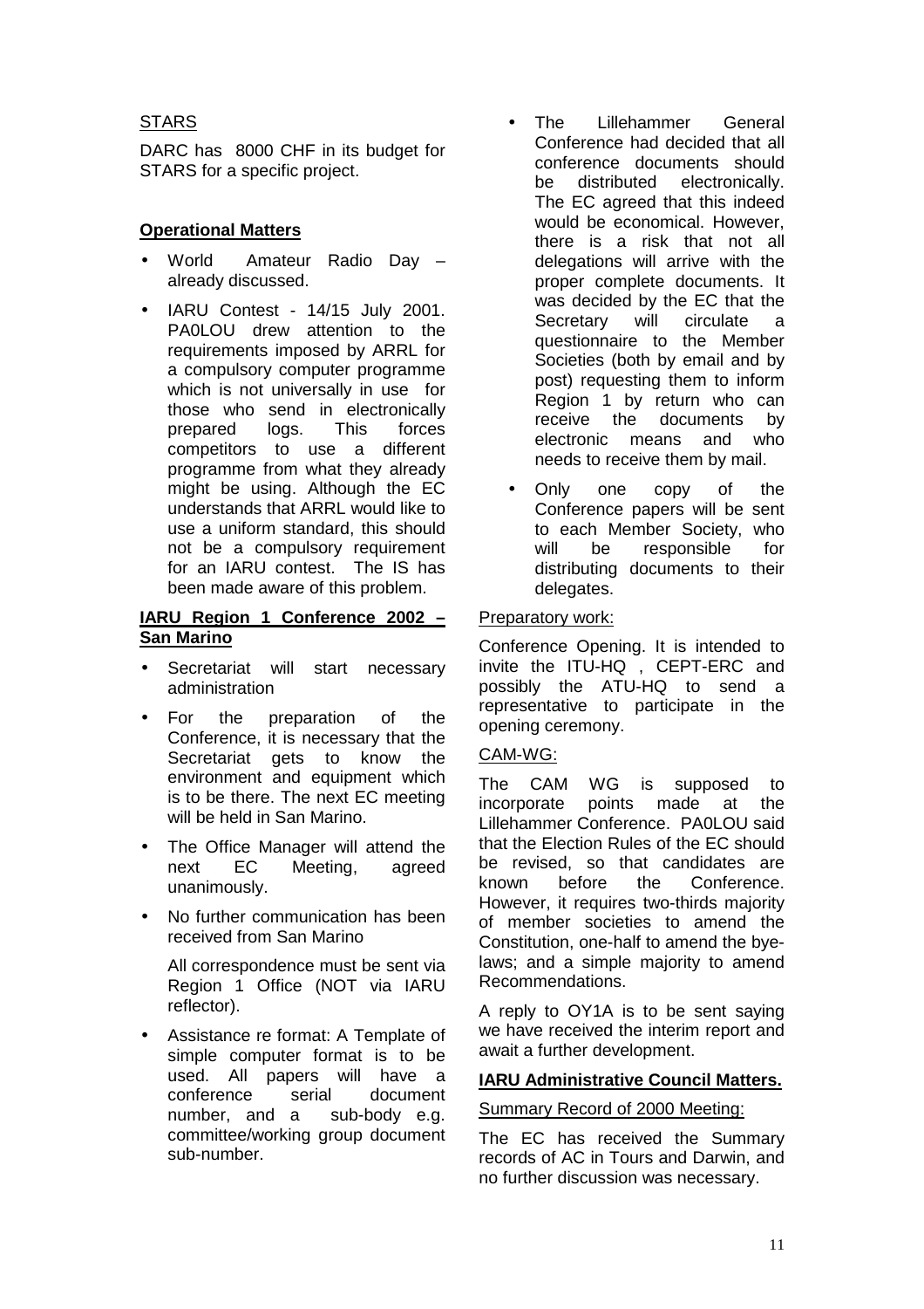STARS

DARC has 8000 CHF in its budget for STARS for a specific project.

**Operational Matters**

- World Amateur Radio Day – already discussed.
- IARU Contest - 14/15 July 2001. PA0LOU drew attention to the requirements imposed by ARRL for a compulsory computer programme which is not universally in use for those who send in electronically prepared logs. This forces competitors to use a different programme from what they already might be using. Although the EC understands that ARRL would like to use a uniform standard, this should not be a compulsory requirement for an IARU contest. The IS has been made aware of this problem.

**IARU Region 1 Conference 2002 – San Marino**

- Secretariat will start necessary administration
- For the preparation of the Conference, it is necessary that the Secretariat gets to know the environment and equipment which is to be there. The next EC meeting will be held in San Marino.
- The Office Manager will attend the next EC Meeting, agreed unanimously.
- No further communication has been received from San Marino

  All correspondence must be sent via Region 1 Office (NOT via IARU reflector).

- Assistance re format: A Template of simple computer format is to be used. All papers will have a conference serial document number, and a sub-body e.g. committee/working group document sub-number.
- The Lillehammer General Conference had decided that all conference documents should be distributed electronically. The EC agreed that this indeed would be economical. However, there is a risk that not all delegations will arrive with the proper complete documents. It was decided by the EC that the Secretary will circulate a questionnaire to the Member Societies (both by email and by post) requesting them to inform Region 1 by return who can receive the documents by electronic means and who needs to receive them by mail.
- Only one copy of the Conference papers will be sent to each Member Society, who will be responsible for distributing documents to their delegates.

Preparatory work:

Conference Opening. It is intended to invite the ITU-HQ , CEPT-ERC and possibly the ATU-HQ to send a representative to participate in the opening ceremony.

CAM-WG:

The CAM WG is supposed to incorporate points made at the Lillehammer Conference. PA0LOU said that the Election Rules of the EC should be revised, so that candidates are known before the Conference. However, it requires two-thirds majority of member societies to amend the Constitution, one-half to amend the bye-laws; and a simple majority to amend Recommendations.

A reply to OY1A is to be sent saying we have received the interim report and await a further development.

**IARU Administrative Council Matters.**

Summary Record of 2000 Meeting:

The EC has received the Summary records of AC in Tours and Darwin, and no further discussion was necessary.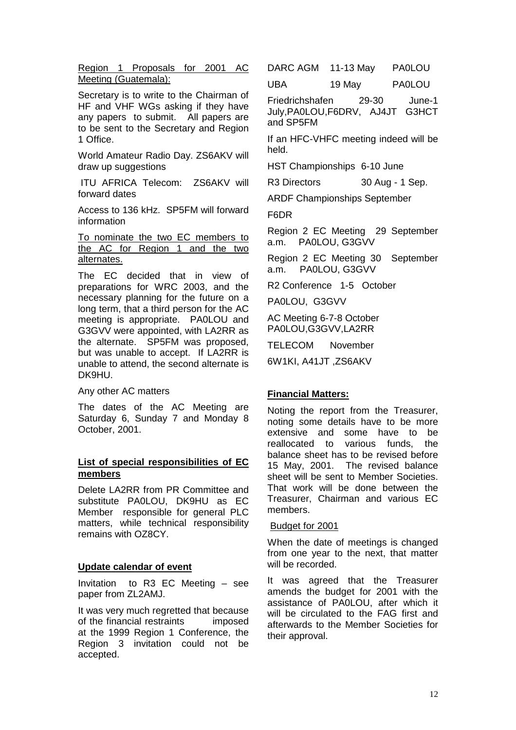Region 1 Proposals for 2001 AC Meeting (Guatemala):

Secretary is to write to the Chairman of HF and VHF WGs asking if they have any papers to submit. All papers are to be sent to the Secretary and Region 1 Office.

World Amateur Radio Day. ZS6AKV will draw up suggestions

ITU AFRICA Telecom: ZS6AKV will forward dates

Access to 136 kHz. SP5FM will forward information

To nominate the two EC members to the AC for Region 1 and the two alternates.

The EC decided that in view of preparations for WRC 2003, and the necessary planning for the future on a long term, that a third person for the AC meeting is appropriate. PA0LOU and G3GVV were appointed, with LA2RR as the alternate. SP5FM was proposed, but was unable to accept. If LA2RR is unable to attend, the second alternate is DK9HU.

Any other AC matters

The dates of the AC Meeting are Saturday 6, Sunday 7 and Monday 8 October, 2001.

## List of special responsibilities of EC members

Delete LA2RR from PR Committee and substitute PA0LOU, DK9HU as EC Member responsible for general PLC matters, while technical responsibility remains with OZ8CY.

## Update calendar of event

Invitation to R3 EC Meeting – see paper from ZL2AMJ.

It was very much regretted that because of the financial restraints imposed at the 1999 Region 1 Conference, the Region 3 invitation could not be accepted.

DARC AGM 11-13 May PA0LOU

UBA 19 May PA0LOU

Friedrichshafen 29-30 June-1 July,PA0LOU,F6DRV, AJ4JT G3HCT and SP5FM

If an HFC-VHFC meeting indeed will be held.

HST Championships 6-10 June

R3 Directors 30 Aug - 1 Sep.

ARDF Championships September

F6DR

Region 2 EC Meeting 29 September a.m. PA0LOU, G3GVV

Region 2 EC Meeting 30 September a.m. PA0LOU, G3GVV

R2 Conference 1-5 October

PA0LOU, G3GVV

AC Meeting 6-7-8 October PA0LOU,G3GVV,LA2RR

TELECOM November

6W1KI, A41JT ,ZS6AKV

## Financial Matters:

Noting the report from the Treasurer, noting some details have to be more extensive and some have to be reallocated to various funds, the balance sheet has to be revised before 15 May, 2001. The revised balance sheet will be sent to Member Societies. That work will be done between the Treasurer, Chairman and various EC members.

Budget for 2001

When the date of meetings is changed from one year to the next, that matter will be recorded.

It was agreed that the Treasurer amends the budget for 2001 with the assistance of PA0LOU, after which it will be circulated to the FAG first and afterwards to the Member Societies for their approval.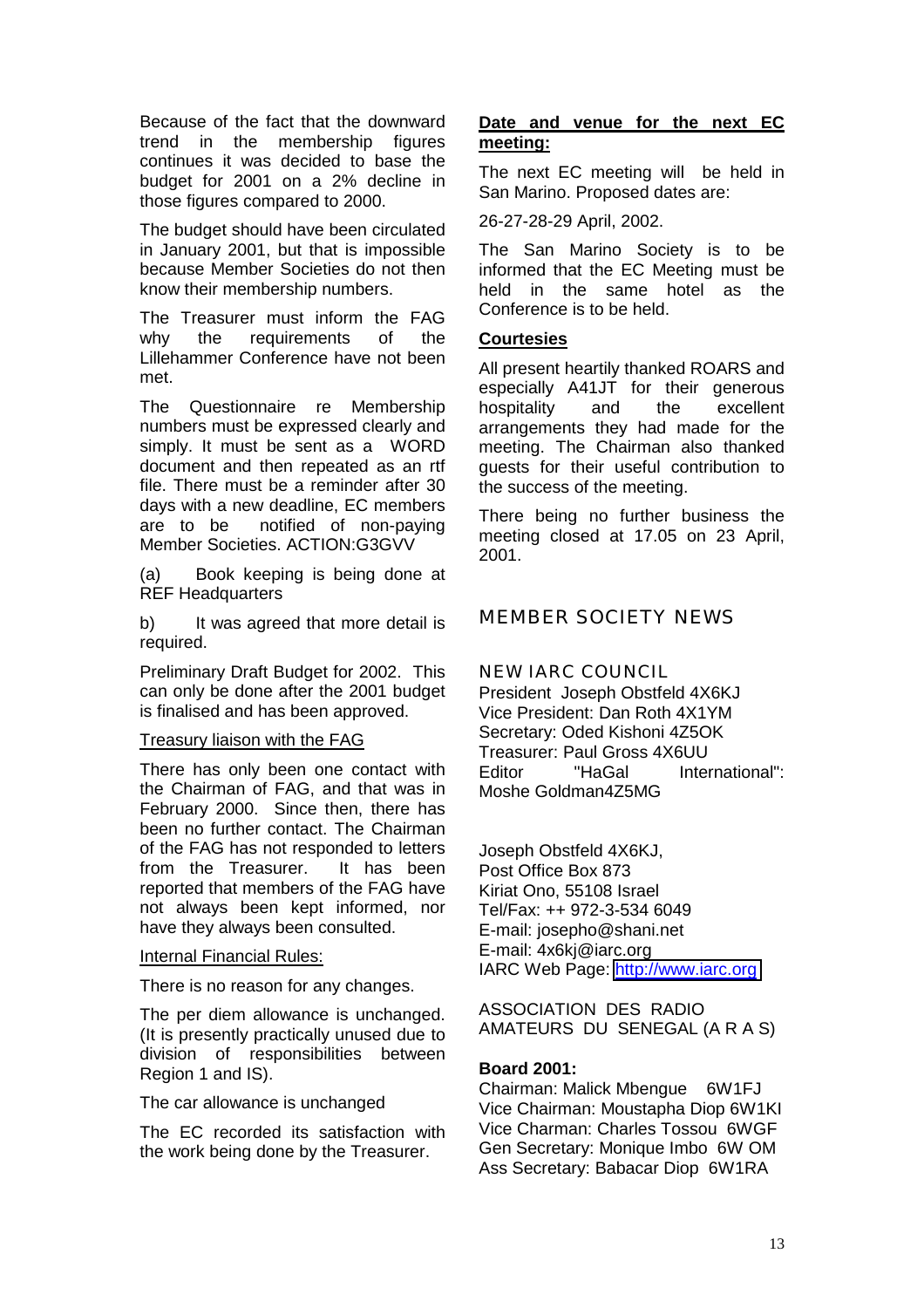Because of the fact that the downward trend in the membership figures continues it was decided to base the budget for 2001 on a 2% decline in those figures compared to 2000.

The budget should have been circulated in January 2001, but that is impossible because Member Societies do not then know their membership numbers.

The Treasurer must inform the FAG why the requirements of the Lillehammer Conference have not been met.

The Questionnaire re Membership numbers must be expressed clearly and simply. It must be sent as a WORD document and then repeated as an rtf file. There must be a reminder after 30 days with a new deadline, EC members are to be notified of non-paying Member Societies. ACTION:G3GVV

(a) Book keeping is being done at REF Headquarters

b) It was agreed that more detail is required.

Preliminary Draft Budget for 2002. This can only be done after the 2001 budget is finalised and has been approved.

Treasury liaison with the FAG

There has only been one contact with the Chairman of FAG, and that was in February 2000. Since then, there has been no further contact. The Chairman of the FAG has not responded to letters from the Treasurer. It has been reported that members of the FAG have not always been kept informed, nor have they always been consulted.

Internal Financial Rules:

There is no reason for any changes.

The per diem allowance is unchanged. (It is presently practically unused due to division of responsibilities between Region 1 and IS).

The car allowance is unchanged

The EC recorded its satisfaction with the work being done by the Treasurer.

**Date and venue for the next EC meeting:**

The next EC meeting will be held in San Marino. Proposed dates are:

26-27-28-29 April, 2002.

The San Marino Society is to be informed that the EC Meeting must be held in the same hotel as the Conference is to be held.

**Courtesies**

All present heartily thanked ROARS and especially A41JT for their generous hospitality and the excellent arrangements they had made for the meeting. The Chairman also thanked guests for their useful contribution to the success of the meeting.

There being no further business the meeting closed at 17.05 on 23 April, 2001.

## MEMBER SOCIETY NEWS

### NEW IARC COUNCIL

President Joseph Obstfeld 4X6KJ
Vice President: Dan Roth 4X1YM
Secretary: Oded Kishoni 4Z5OK
Treasurer: Paul Gross 4X6UU
Editor "HaGal International": Moshe Goldman4Z5MG

Joseph Obstfeld 4X6KJ,
Post Office Box 873
Kiriat Ono, 55108 Israel
Tel/Fax: ++ 972-3-534 6049
E-mail: josepho@shani.net
E-mail: 4x6kj@iarc.org
IARC Web Page: http://www.iarc.org

ASSOCIATION DES RADIO AMATEURS DU SENEGAL (A R A S)

**Board 2001:**

Chairman: Malick Mbengue 6W1FJ
Vice Chairman: Moustapha Diop 6W1KI
Vice Charman: Charles Tossou 6WGF
Gen Secretary: Monique Imbo 6W OM
Ass Secretary: Babacar Diop 6W1RA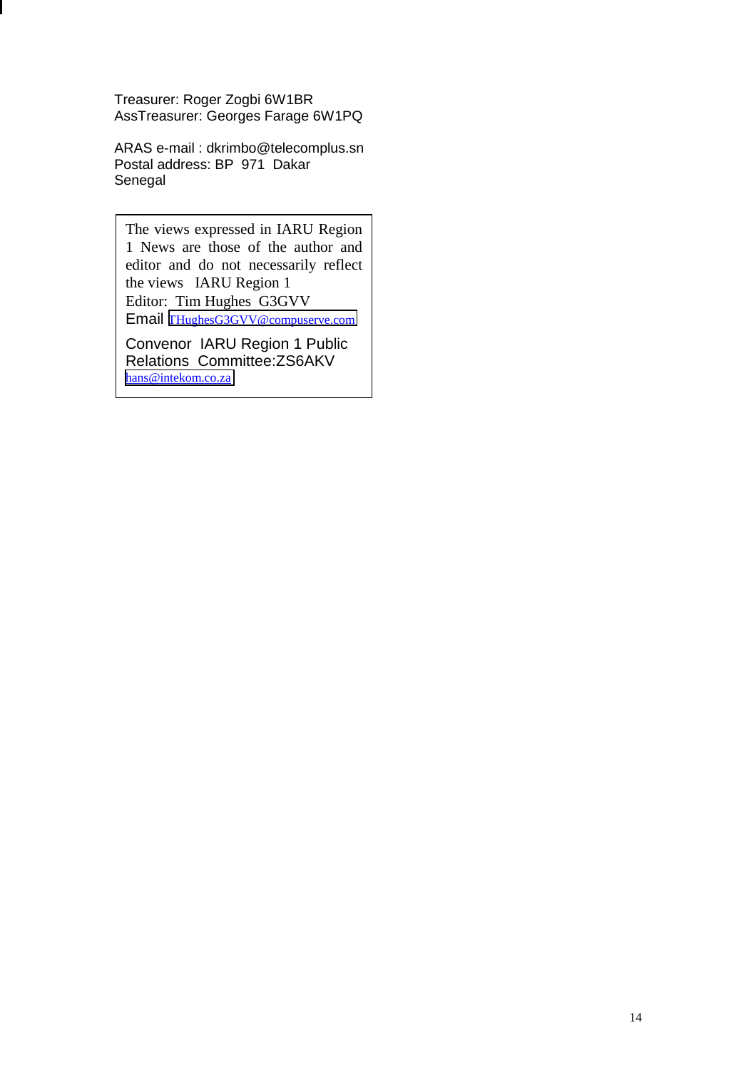Treasurer: Roger Zogbi 6W1BR
AssTreasurer: Georges Farage 6W1PQ

ARAS e-mail : dkrimbo@telecomplus.sn
Postal address: BP 971 Dakar
Senegal

The views expressed in IARU Region 1 News are those of the author and editor and do not necessarily reflect the views IARU Region 1
Editor: Tim Hughes G3GVV
Email THughesG3GVV@compuserve.com

Convenor IARU Region 1 Public Relations Committee:ZS6AKV
hans@intekom.co.za